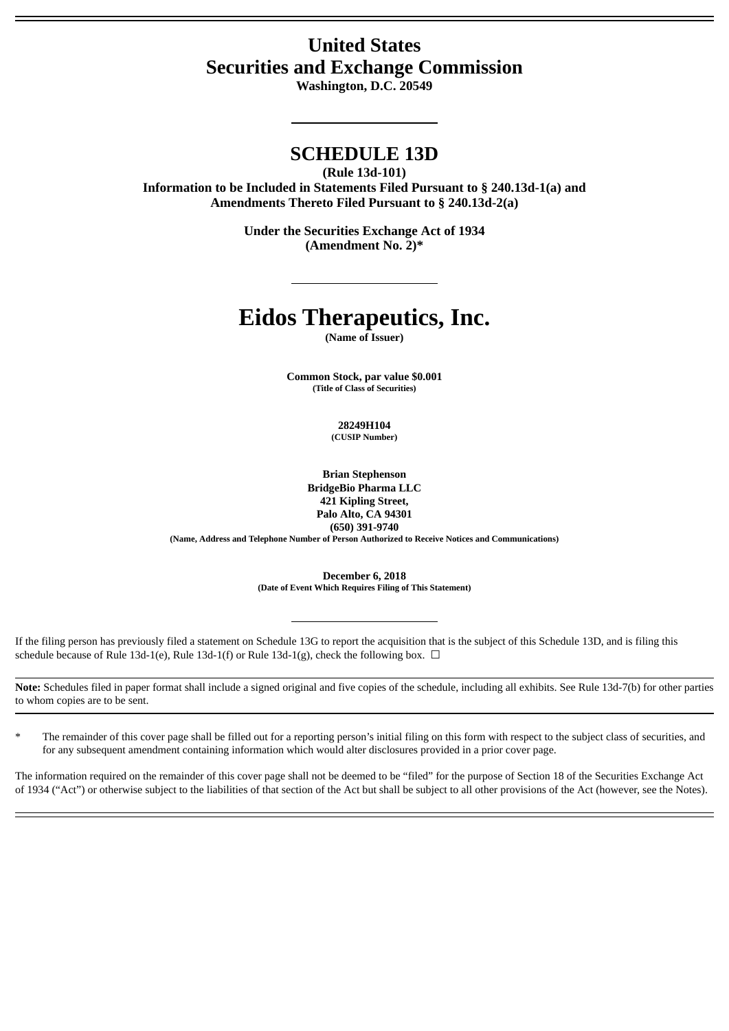# United States
# Securities and Exchange Commission

**Washington, D.C. 20549**

## SCHEDULE 13D

**(Rule 13d-101)**
**Information to be Included in Statements Filed Pursuant to § 240.13d-1(a) and Amendments Thereto Filed Pursuant to § 240.13d-2(a)**

**Under the Securities Exchange Act of 1934**
**(Amendment No. 2)***

# Eidos Therapeutics, Inc.

**(Name of Issuer)**

**Common Stock, par value $0.001**
**(Title of Class of Securities)**

**28249H104**
**(CUSIP Number)**

**Brian Stephenson**
**BridgeBio Pharma LLC**
**421 Kipling Street,**
**Palo Alto, CA 94301**
**(650) 391-9740**
**(Name, Address and Telephone Number of Person Authorized to Receive Notices and Communications)**

**December 6, 2018**
**(Date of Event Which Requires Filing of This Statement)**

If the filing person has previously filed a statement on Schedule 13G to report the acquisition that is the subject of this Schedule 13D, and is filing this schedule because of Rule 13d-1(e), Rule 13d-1(f) or Rule 13d-1(g), check the following box. ☐

**Note:** Schedules filed in paper format shall include a signed original and five copies of the schedule, including all exhibits. See Rule 13d-7(b) for other parties to whom copies are to be sent.

\* The remainder of this cover page shall be filled out for a reporting person's initial filing on this form with respect to the subject class of securities, and for any subsequent amendment containing information which would alter disclosures provided in a prior cover page.

The information required on the remainder of this cover page shall not be deemed to be "filed" for the purpose of Section 18 of the Securities Exchange Act of 1934 ("Act") or otherwise subject to the liabilities of that section of the Act but shall be subject to all other provisions of the Act (however, see the Notes).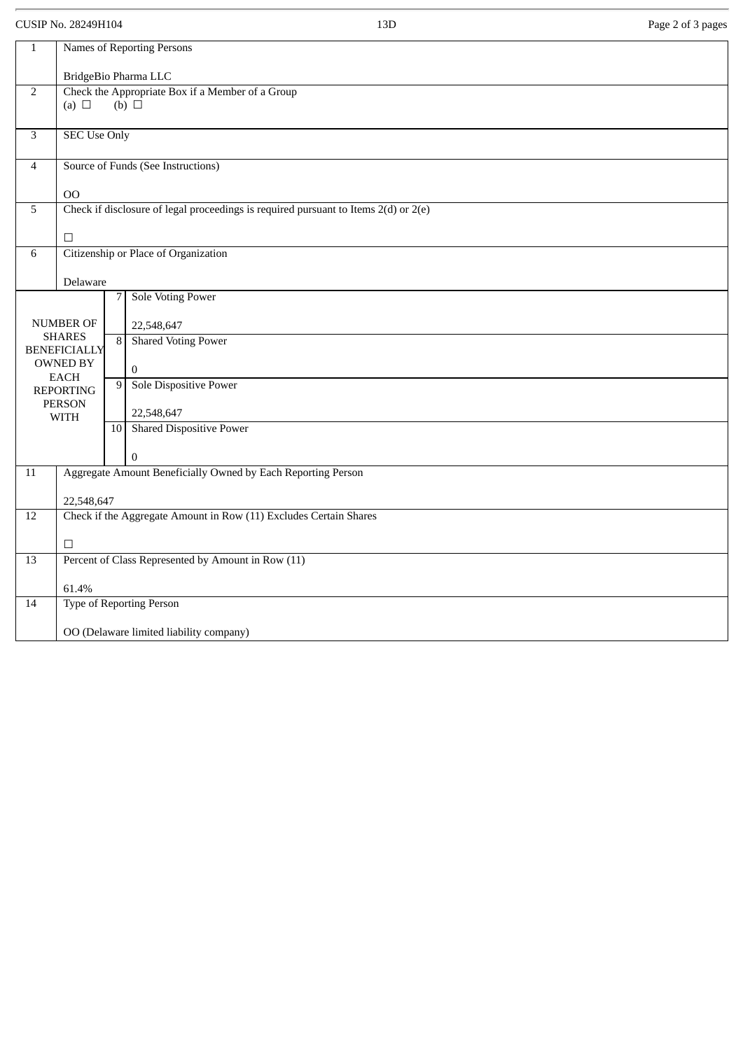CUSIP No. 28249H104 13D

| 1 | Names of Reporting Persons<br><br>BridgeBio Pharma LLC | |
|---|---|---|
| 2 | Check the Appropriate Box if a Member of a Group<br>(a) ☐ (b) ☐ | |
| 3 | SEC Use Only | |
| 4 | Source of Funds (See Instructions)<br><br>OO | |
| 5 | Check if disclosure of legal proceedings is required pursuant to Items 2(d) or 2(e)<br><br>☐ | |
| 6 | Citizenship or Place of Organization<br><br>Delaware | |
| NUMBER OF SHARES BENEFICIALLY OWNED BY EACH REPORTING PERSON WITH | 7 | Sole Voting Power<br><br>22,548,647 |
| | 8 | Shared Voting Power<br><br>0 |
| | 9 | Sole Dispositive Power<br><br>22,548,647 |
| | 10 | Shared Dispositive Power<br><br>0 |
| 11 | Aggregate Amount Beneficially Owned by Each Reporting Person<br><br>22,548,647 | |
| 12 | Check if the Aggregate Amount in Row (11) Excludes Certain Shares<br><br>☐ | |
| 13 | Percent of Class Represented by Amount in Row (11)<br><br>61.4% | |
| 14 | Type of Reporting Person<br><br>OO (Delaware limited liability company) | |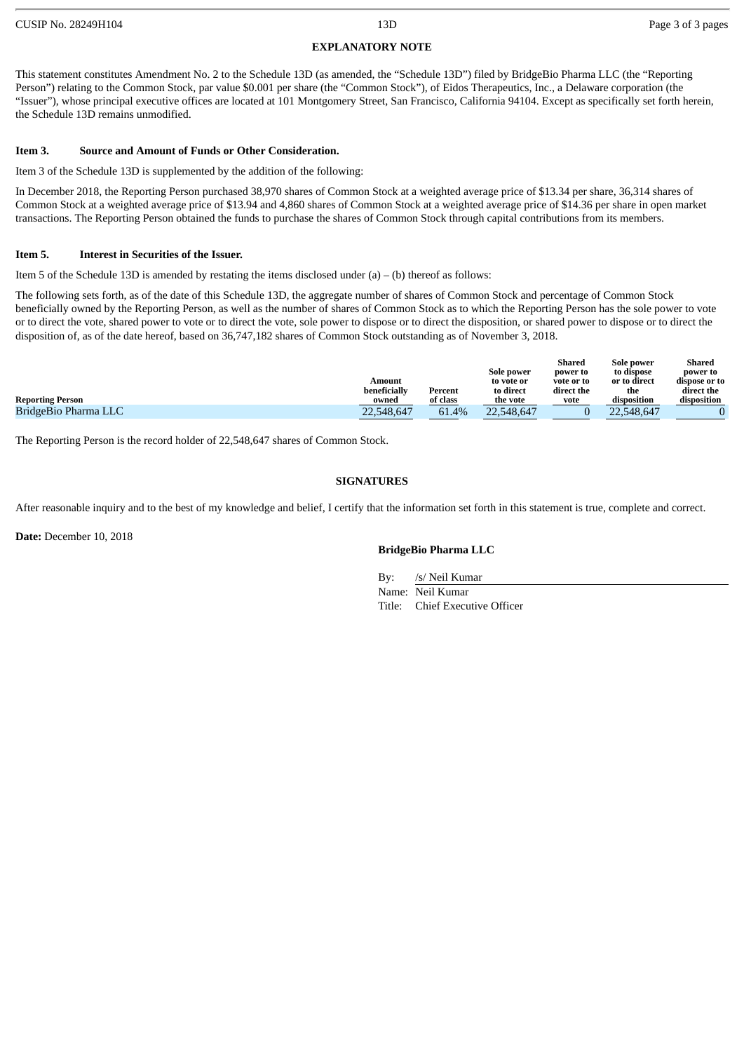**EXPLANATORY NOTE**

This statement constitutes Amendment No. 2 to the Schedule 13D (as amended, the "Schedule 13D") filed by BridgeBio Pharma LLC (the "Reporting Person") relating to the Common Stock, par value $0.001 per share (the "Common Stock"), of Eidos Therapeutics, Inc., a Delaware corporation (the "Issuer"), whose principal executive offices are located at 101 Montgomery Street, San Francisco, California 94104. Except as specifically set forth herein, the Schedule 13D remains unmodified.

**Item 3. Source and Amount of Funds or Other Consideration.**

Item 3 of the Schedule 13D is supplemented by the addition of the following:

In December 2018, the Reporting Person purchased 38,970 shares of Common Stock at a weighted average price of $13.34 per share, 36,314 shares of Common Stock at a weighted average price of $13.94 and 4,860 shares of Common Stock at a weighted average price of $14.36 per share in open market transactions. The Reporting Person obtained the funds to purchase the shares of Common Stock through capital contributions from its members.

**Item 5. Interest in Securities of the Issuer.**

Item 5 of the Schedule 13D is amended by restating the items disclosed under (a) – (b) thereof as follows:

The following sets forth, as of the date of this Schedule 13D, the aggregate number of shares of Common Stock and percentage of Common Stock beneficially owned by the Reporting Person, as well as the number of shares of Common Stock as to which the Reporting Person has the sole power to vote or to direct the vote, shared power to vote or to direct the vote, sole power to dispose or to direct the disposition, or shared power to dispose or to direct the disposition of, as of the date hereof, based on 36,747,182 shares of Common Stock outstanding as of November 3, 2018.

| Reporting Person | Amount beneficially owned | Percent of class | Sole power to vote or to direct the vote | Shared power to vote or to direct the vote | Sole power to dispose or to direct the disposition | Shared power to dispose or to direct the disposition |
|---|---|---|---|---|---|---|
| BridgeBio Pharma LLC | 22,548,647 | 61.4% | 22,548,647 | 0 | 22,548,647 | 0 |

The Reporting Person is the record holder of 22,548,647 shares of Common Stock.

**SIGNATURES**

After reasonable inquiry and to the best of my knowledge and belief, I certify that the information set forth in this statement is true, complete and correct.

**Date:** December 10, 2018

**BridgeBio Pharma LLC**

By: /s/ Neil Kumar
Name: Neil Kumar
Title: Chief Executive Officer